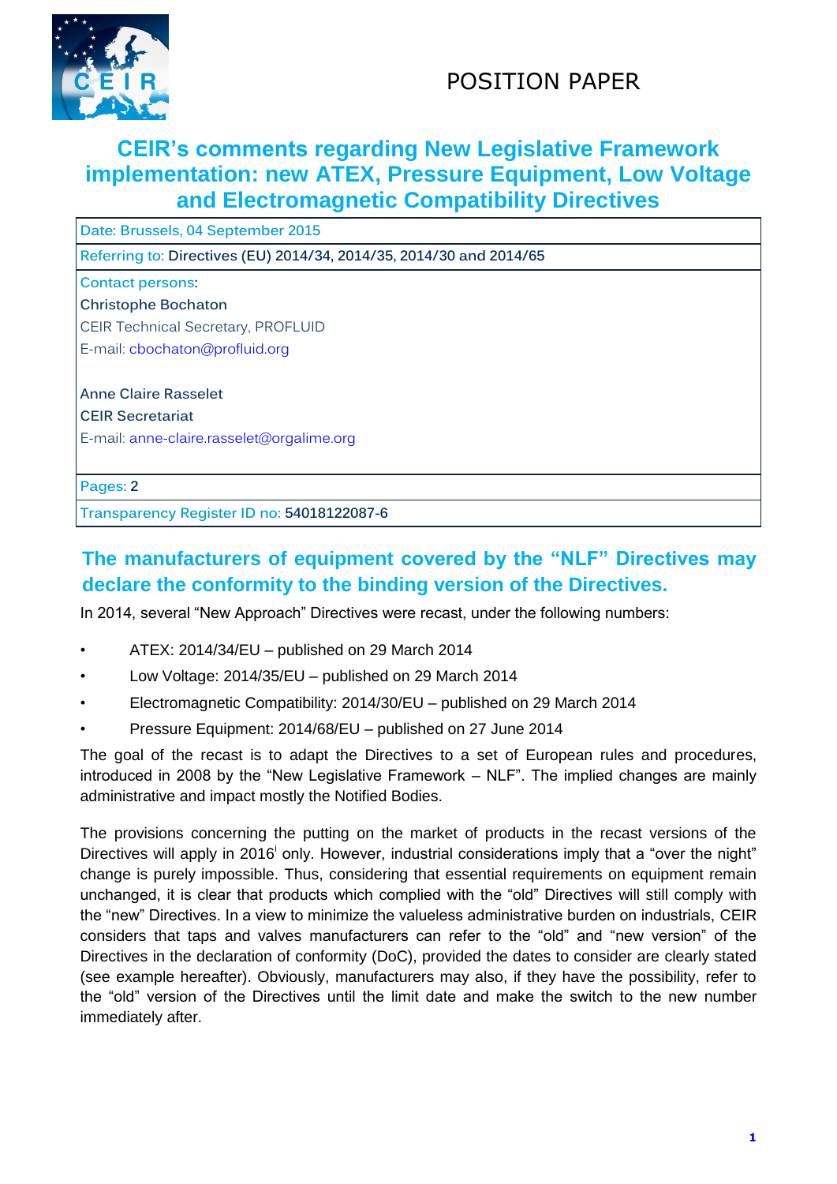POSITION PAPER

# CEIR's comments regarding New Legislative Framework implementation: new ATEX, Pressure Equipment, Low Voltage and Electromagnetic Compatibility Directives

| Date: Brussels, 04 September 2015 |
|---|
| Referring to: Directives (EU) 2014/34, 2014/35, 2014/30 and 2014/65 |
| Contact persons:<br>Christophe Bochaton<br>CEIR Technical Secretary, PROFLUID<br>E-mail: cbochaton@profluid.org<br><br>Anne Claire Rasselet<br>CEIR Secretariat<br>E-mail: anne-claire.rasselet@orgalime.org |
| Pages: 2 |
| Transparency Register ID no: 54018122087-6 |

## The manufacturers of equipment covered by the "NLF" Directives may declare the conformity to the binding version of the Directives.

In 2014, several "New Approach" Directives were recast, under the following numbers:

- ATEX: 2014/34/EU – published on 29 March 2014
- Low Voltage: 2014/35/EU – published on 29 March 2014
- Electromagnetic Compatibility: 2014/30/EU – published on 29 March 2014
- Pressure Equipment: 2014/68/EU – published on 27 June 2014

The goal of the recast is to adapt the Directives to a set of European rules and procedures, introduced in 2008 by the "New Legislative Framework – NLF". The implied changes are mainly administrative and impact mostly the Notified Bodies.

The provisions concerning the putting on the market of products in the recast versions of the Directives will apply in 2016[i] only. However, industrial considerations imply that a "over the night" change is purely impossible. Thus, considering that essential requirements on equipment remain unchanged, it is clear that products which complied with the "old" Directives will still comply with the "new" Directives. In a view to minimize the valueless administrative burden on industrials, CEIR considers that taps and valves manufacturers can refer to the "old" and "new version" of the Directives in the declaration of conformity (DoC), provided the dates to consider are clearly stated (see example hereafter). Obviously, manufacturers may also, if they have the possibility, refer to the "old" version of the Directives until the limit date and make the switch to the new number immediately after.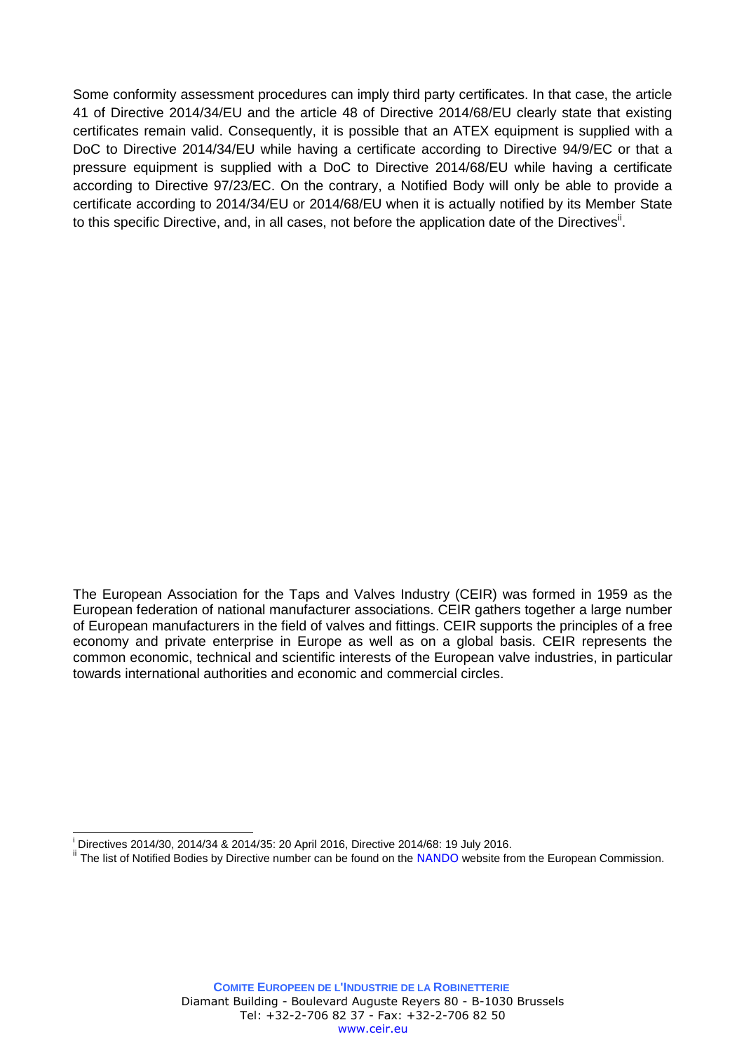Some conformity assessment procedures can imply third party certificates. In that case, the article 41 of Directive 2014/34/EU and the article 48 of Directive 2014/68/EU clearly state that existing certificates remain valid. Consequently, it is possible that an ATEX equipment is supplied with a DoC to Directive 2014/34/EU while having a certificate according to Directive 94/9/EC or that a pressure equipment is supplied with a DoC to Directive 2014/68/EU while having a certificate according to Directive 97/23/EC. On the contrary, a Notified Body will only be able to provide a certificate according to 2014/34/EU or 2014/68/EU when it is actually notified by its Member State to this specific Directive, and, in all cases, not before the application date of the Directives[ii].

The European Association for the Taps and Valves Industry (CEIR) was formed in 1959 as the European federation of national manufacturer associations. CEIR gathers together a large number of European manufacturers in the field of valves and fittings. CEIR supports the principles of a free economy and private enterprise in Europe as well as on a global basis. CEIR represents the common economic, technical and scientific interests of the European valve industries, in particular towards international authorities and economic and commercial circles.

[i] Directives 2014/30, 2014/34 & 2014/35: 20 April 2016, Directive 2014/68: 19 July 2016.

[ii] The list of Notified Bodies by Directive number can be found on the NANDO website from the European Commission.

**COMITE EUROPEEN DE L'INDUSTRIE DE LA ROBINETTERIE**
Diamant Building - Boulevard Auguste Reyers 80 - B-1030 Brussels
Tel: +32-2-706 82 37 - Fax: +32-2-706 82 50
www.ceir.eu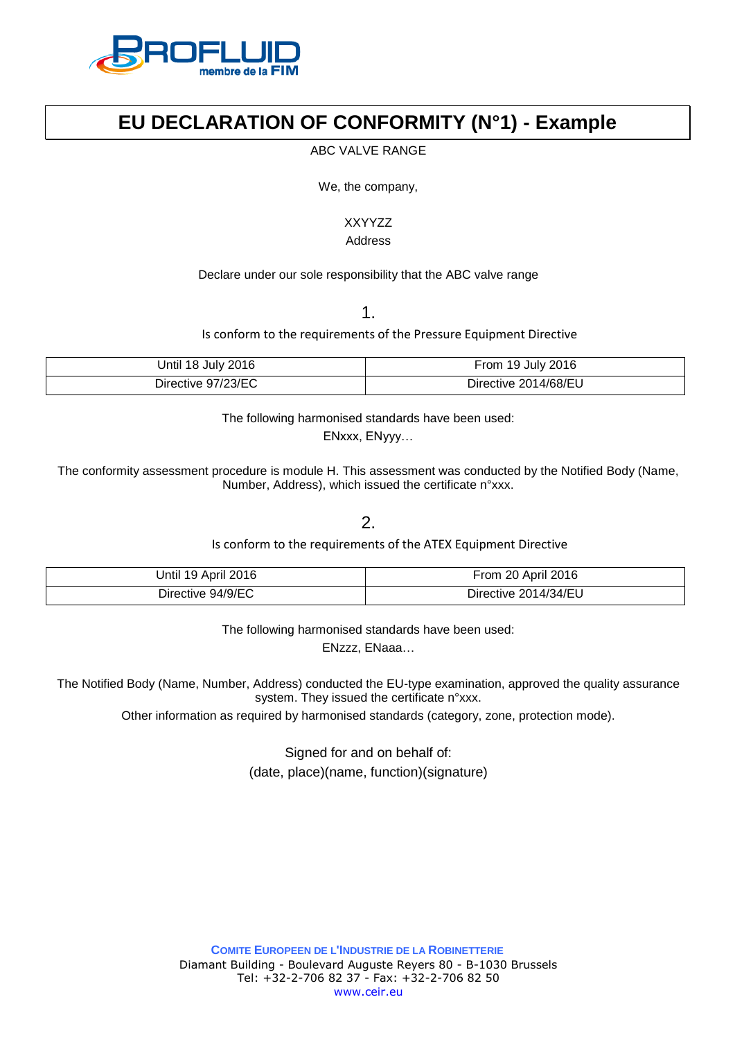# EU DECLARATION OF CONFORMITY (N°1) - Example

ABC VALVE RANGE

We, the company,

XXYYZZ

Address

Declare under our sole responsibility that the ABC valve range

1.

Is conform to the requirements of the Pressure Equipment Directive

| | |
|---|---|
| Until 18 July 2016 | From 19 July 2016 |
| Directive 97/23/EC | Directive 2014/68/EU |

The following harmonised standards have been used:

ENxxx, ENyyy…

The conformity assessment procedure is module H. This assessment was conducted by the Notified Body (Name, Number, Address), which issued the certificate n°xxx.

2.

Is conform to the requirements of the ATEX Equipment Directive

| | |
|---|---|
| Until 19 April 2016 | From 20 April 2016 |
| Directive 94/9/EC | Directive 2014/34/EU |

The following harmonised standards have been used:

ENzzz, ENaaa…

The Notified Body (Name, Number, Address) conducted the EU-type examination, approved the quality assurance system. They issued the certificate n°xxx.

Other information as required by harmonised standards (category, zone, protection mode).

Signed for and on behalf of:

(date, place)(name, function)(signature)

**COMITE EUROPEEN DE L'INDUSTRIE DE LA ROBINETTERIE**

Diamant Building - Boulevard Auguste Reyers 80 - B-1030 Brussels

Tel: +32-2-706 82 37 - Fax: +32-2-706 82 50

www.ceir.eu